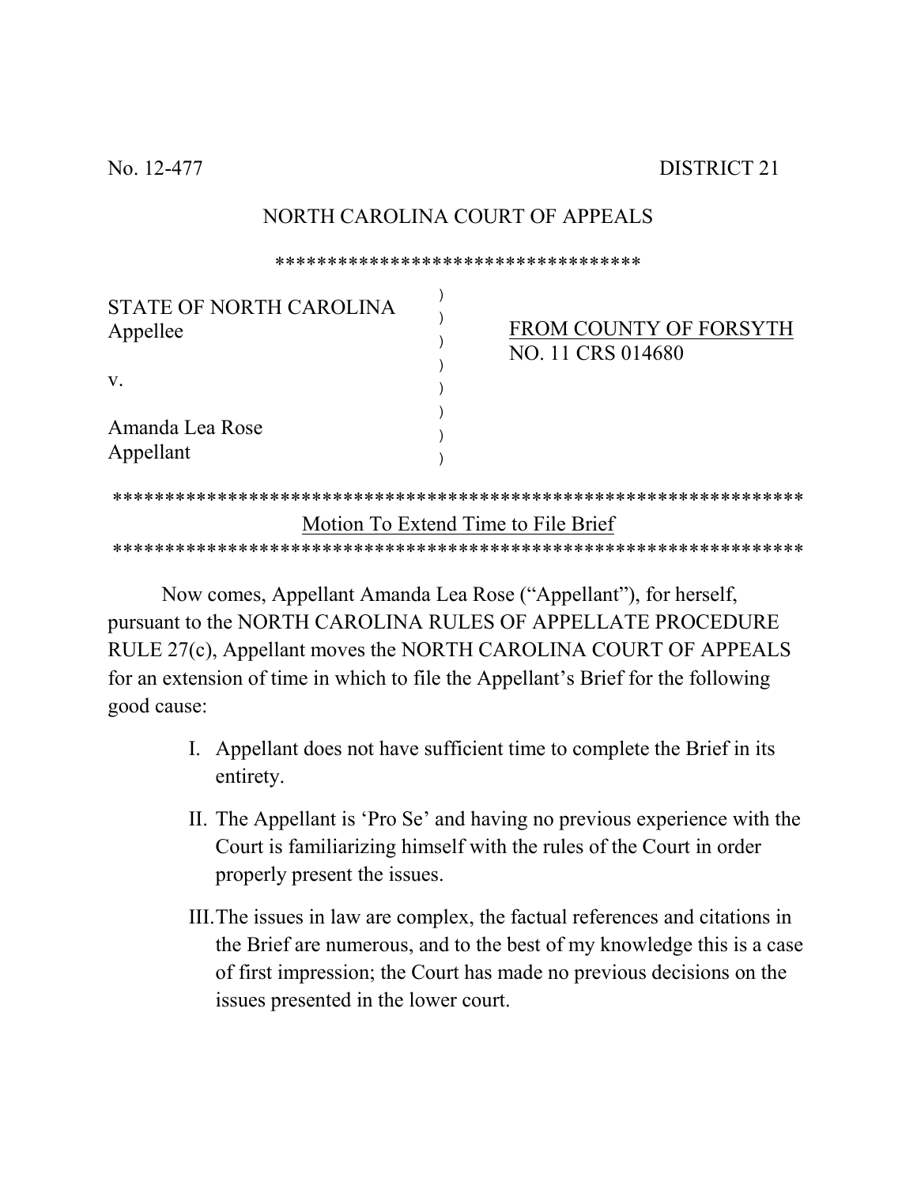No. 12-477 DISTRICT 21

NORTH CAROLINA COURT OF APPEALS

***********************************

| | | |
|---|---|---|
| STATE OF NORTH CAROLINA<br>Appellee | ) | <u>FROM COUNTY OF FORSYTH</u><br>NO. 11 CRS 014680 |
| v. | ) | |
| Amanda Lea Rose<br>Appellant | ) | |

*****************************************************************

<u>Motion To Extend Time to File Brief</u>

*****************************************************************

Now comes, Appellant Amanda Lea Rose ("Appellant"), for herself, pursuant to the NORTH CAROLINA RULES OF APPELLATE PROCEDURE RULE 27(c), Appellant moves the NORTH CAROLINA COURT OF APPEALS for an extension of time in which to file the Appellant's Brief for the following good cause:

I. Appellant does not have sufficient time to complete the Brief in its entirety.

II. The Appellant is 'Pro Se' and having no previous experience with the Court is familiarizing himself with the rules of the Court in order properly present the issues.

III. The issues in law are complex, the factual references and citations in the Brief are numerous, and to the best of my knowledge this is a case of first impression; the Court has made no previous decisions on the issues presented in the lower court.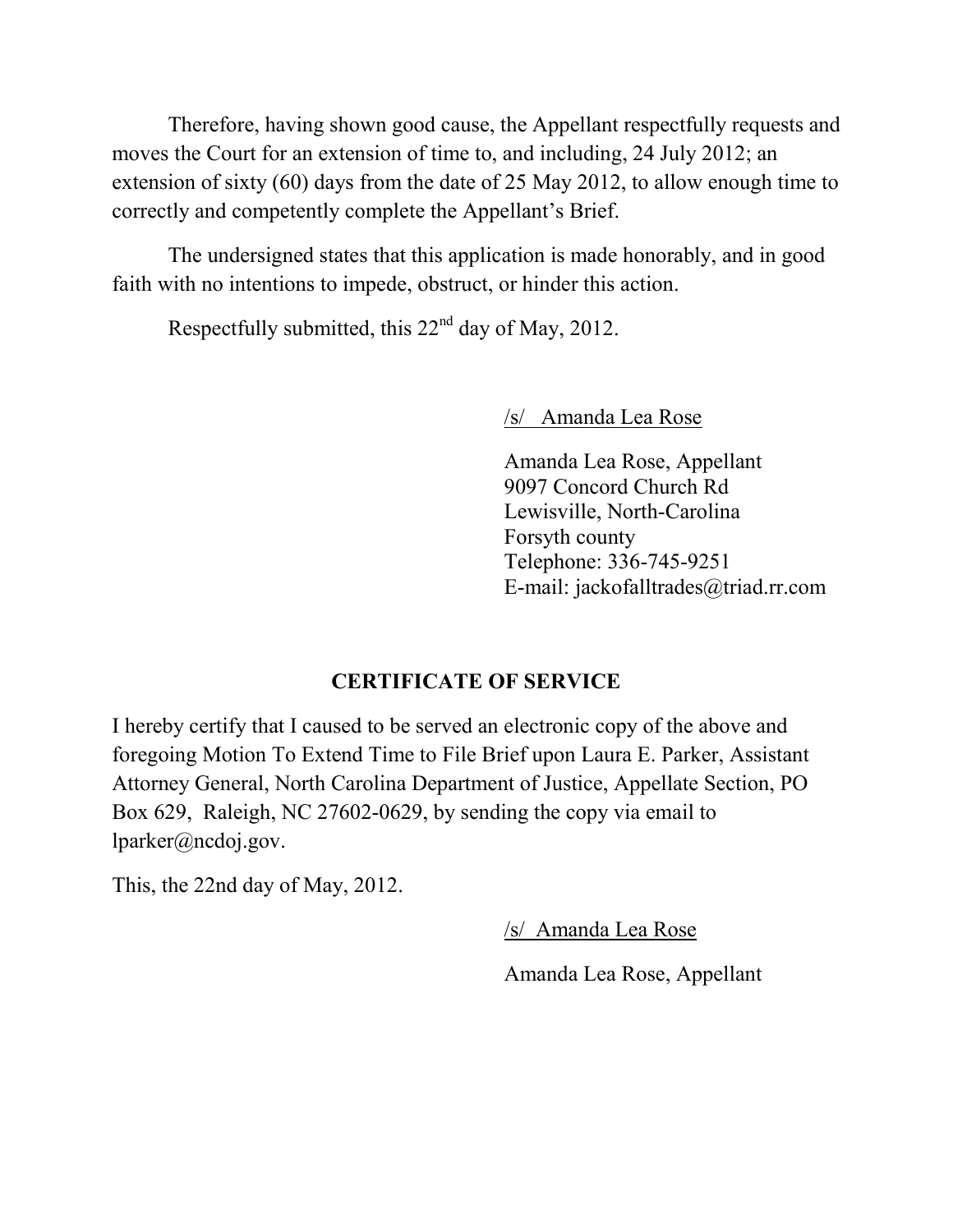Therefore, having shown good cause, the Appellant respectfully requests and moves the Court for an extension of time to, and including, 24 July 2012; an extension of sixty (60) days from the date of 25 May 2012, to allow enough time to correctly and competently complete the Appellant's Brief.

The undersigned states that this application is made honorably, and in good faith with no intentions to impede, obstruct, or hinder this action.

Respectfully submitted, this 22nd day of May, 2012.

/s/ Amanda Lea Rose

Amanda Lea Rose, Appellant
9097 Concord Church Rd
Lewisville, North-Carolina
Forsyth county
Telephone: 336-745-9251
E-mail: jackofalltrades@triad.rr.com

**CERTIFICATE OF SERVICE**

I hereby certify that I caused to be served an electronic copy of the above and foregoing Motion To Extend Time to File Brief upon Laura E. Parker, Assistant Attorney General, North Carolina Department of Justice, Appellate Section, PO Box 629, Raleigh, NC 27602-0629, by sending the copy via email to lparker@ncdoj.gov.

This, the 22nd day of May, 2012.

/s/ Amanda Lea Rose

Amanda Lea Rose, Appellant